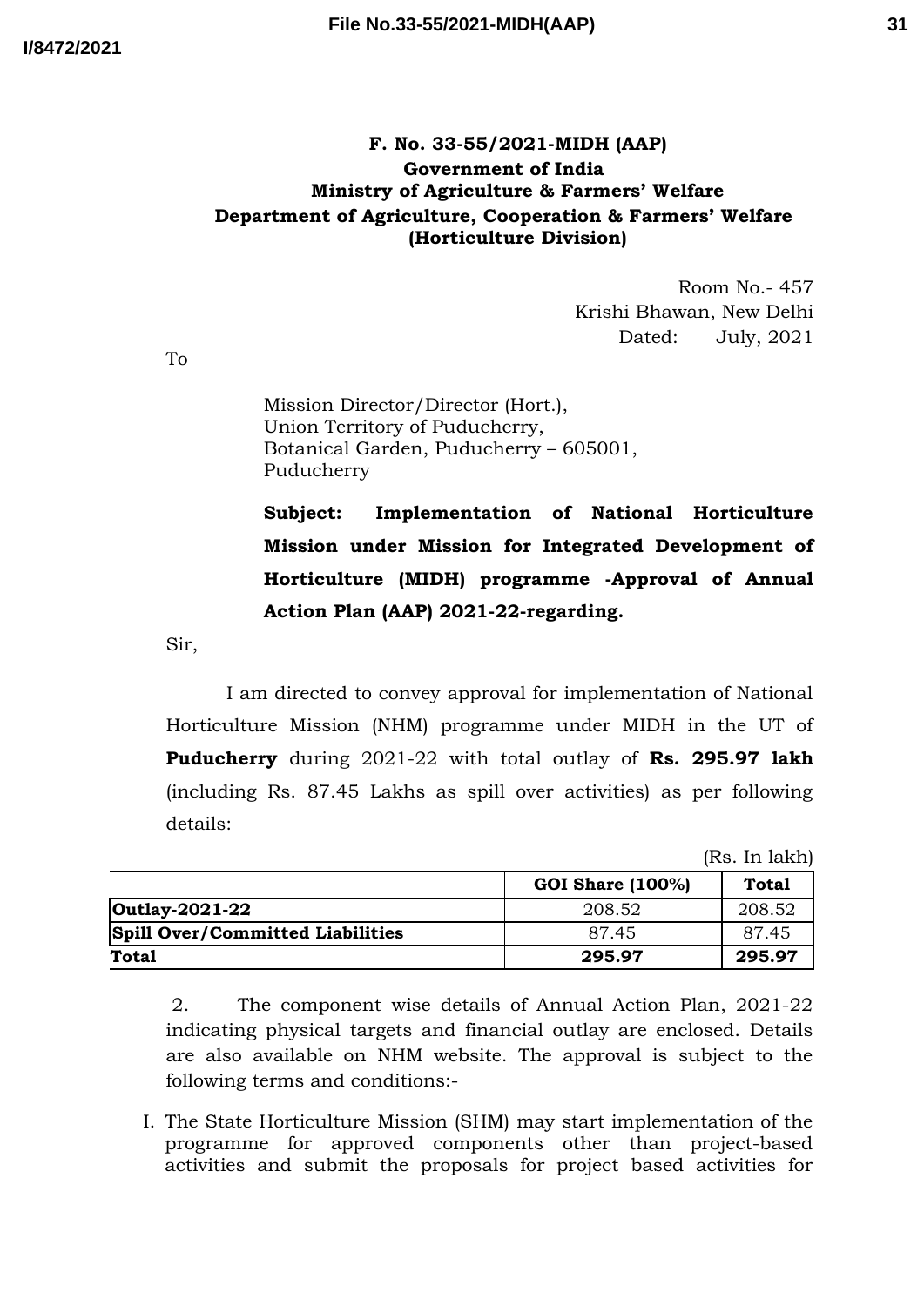**F. No. 33-55/2021-MIDH (AAP)**
**Government of India**
**Ministry of Agriculture & Farmers' Welfare**
**Department of Agriculture, Cooperation & Farmers' Welfare**
**(Horticulture Division)**

Room No.- 457
Krishi Bhawan, New Delhi
Dated: July, 2021

To

Mission Director/Director (Hort.),
Union Territory of Puducherry,
Botanical Garden, Puducherry – 605001,
Puducherry

**Subject: Implementation of National Horticulture Mission under Mission for Integrated Development of Horticulture (MIDH) programme -Approval of Annual Action Plan (AAP) 2021-22-regarding.**

Sir,

I am directed to convey approval for implementation of National Horticulture Mission (NHM) programme under MIDH in the UT of **Puducherry** during 2021-22 with total outlay of **Rs. 295.97 lakh** (including Rs. 87.45 Lakhs as spill over activities) as per following details:

(Rs. In lakh)

| | GOI Share (100%) | Total |
|---|---|---|
| **Outlay-2021-22** | 208.52 | 208.52 |
| **Spill Over/Committed Liabilities** | 87.45 | 87.45 |
| **Total** | **295.97** | **295.97** |

2. The component wise details of Annual Action Plan, 2021-22 indicating physical targets and financial outlay are enclosed. Details are also available on NHM website. The approval is subject to the following terms and conditions:-

I. The State Horticulture Mission (SHM) may start implementation of the programme for approved components other than project-based activities and submit the proposals for project based activities for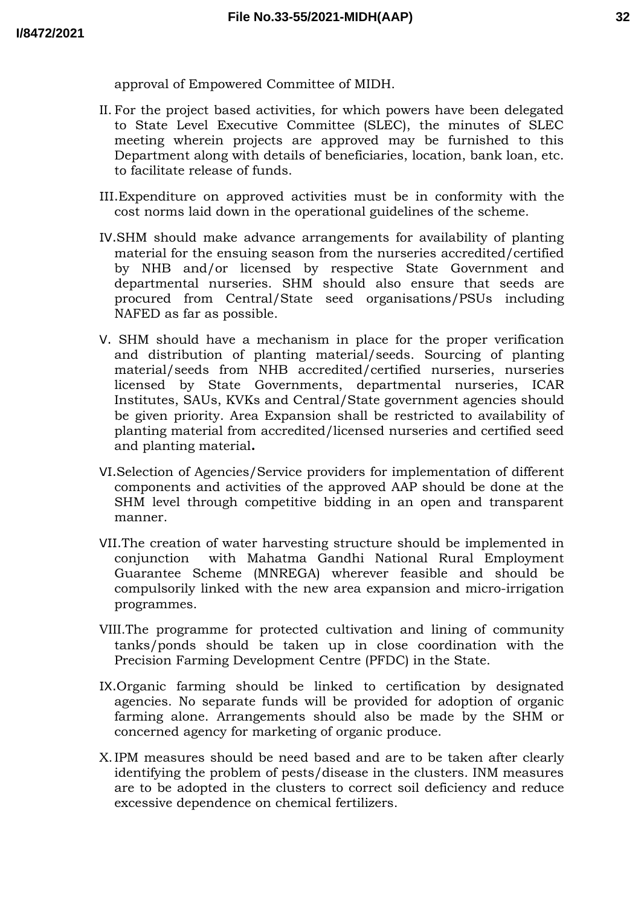approval of Empowered Committee of MIDH.

II. For the project based activities, for which powers have been delegated to State Level Executive Committee (SLEC), the minutes of SLEC meeting wherein projects are approved may be furnished to this Department along with details of beneficiaries, location, bank loan, etc. to facilitate release of funds.

III. Expenditure on approved activities must be in conformity with the cost norms laid down in the operational guidelines of the scheme.

IV. SHM should make advance arrangements for availability of planting material for the ensuing season from the nurseries accredited/certified by NHB and/or licensed by respective State Government and departmental nurseries. SHM should also ensure that seeds are procured from Central/State seed organisations/PSUs including NAFED as far as possible.

V. SHM should have a mechanism in place for the proper verification and distribution of planting material/seeds. Sourcing of planting material/seeds from NHB accredited/certified nurseries, nurseries licensed by State Governments, departmental nurseries, ICAR Institutes, SAUs, KVKs and Central/State government agencies should be given priority. Area Expansion shall be restricted to availability of planting material from accredited/licensed nurseries and certified seed and planting material**.**

VI. Selection of Agencies/Service providers for implementation of different components and activities of the approved AAP should be done at the SHM level through competitive bidding in an open and transparent manner.

VII. The creation of water harvesting structure should be implemented in conjunction with Mahatma Gandhi National Rural Employment Guarantee Scheme (MNREGA) wherever feasible and should be compulsorily linked with the new area expansion and micro-irrigation programmes.

VIII. The programme for protected cultivation and lining of community tanks/ponds should be taken up in close coordination with the Precision Farming Development Centre (PFDC) in the State.

IX. Organic farming should be linked to certification by designated agencies. No separate funds will be provided for adoption of organic farming alone. Arrangements should also be made by the SHM or concerned agency for marketing of organic produce.

X. IPM measures should be need based and are to be taken after clearly identifying the problem of pests/disease in the clusters. INM measures are to be adopted in the clusters to correct soil deficiency and reduce excessive dependence on chemical fertilizers.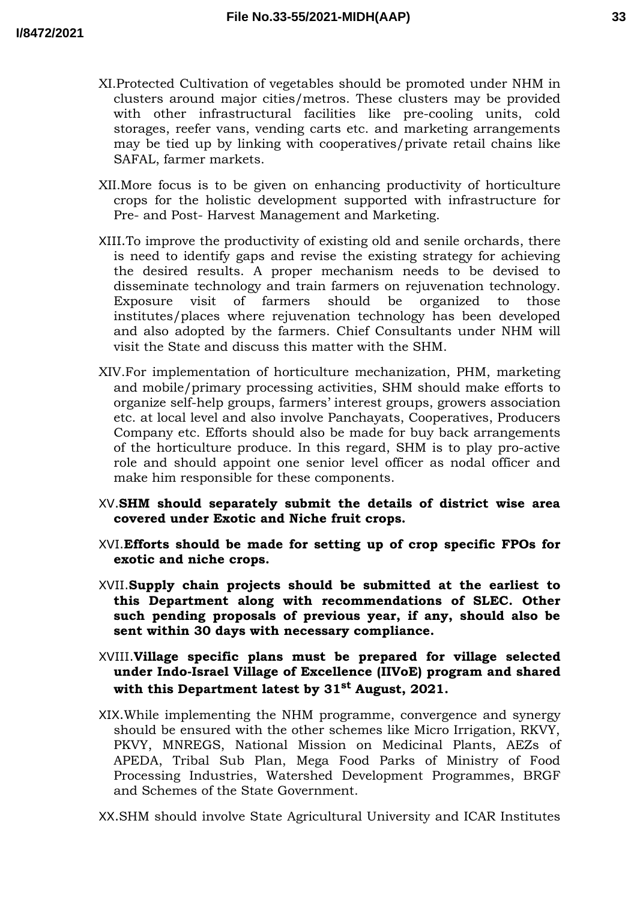XI. Protected Cultivation of vegetables should be promoted under NHM in clusters around major cities/metros. These clusters may be provided with other infrastructural facilities like pre-cooling units, cold storages, reefer vans, vending carts etc. and marketing arrangements may be tied up by linking with cooperatives/private retail chains like SAFAL, farmer markets.

XII. More focus is to be given on enhancing productivity of horticulture crops for the holistic development supported with infrastructure for Pre- and Post- Harvest Management and Marketing.

XIII. To improve the productivity of existing old and senile orchards, there is need to identify gaps and revise the existing strategy for achieving the desired results. A proper mechanism needs to be devised to disseminate technology and train farmers on rejuvenation technology. Exposure visit of farmers should be organized to those institutes/places where rejuvenation technology has been developed and also adopted by the farmers. Chief Consultants under NHM will visit the State and discuss this matter with the SHM.

XIV. For implementation of horticulture mechanization, PHM, marketing and mobile/primary processing activities, SHM should make efforts to organize self-help groups, farmers' interest groups, growers association etc. at local level and also involve Panchayats, Cooperatives, Producers Company etc. Efforts should also be made for buy back arrangements of the horticulture produce. In this regard, SHM is to play pro-active role and should appoint one senior level officer as nodal officer and make him responsible for these components.

XV. **SHM should separately submit the details of district wise area covered under Exotic and Niche fruit crops.**

XVI. **Efforts should be made for setting up of crop specific FPOs for exotic and niche crops.**

XVII. **Supply chain projects should be submitted at the earliest to this Department along with recommendations of SLEC. Other such pending proposals of previous year, if any, should also be sent within 30 days with necessary compliance.**

XVIII. **Village specific plans must be prepared for village selected under Indo-Israel Village of Excellence (IIVoE) program and shared with this Department latest by 31st August, 2021.**

XIX. While implementing the NHM programme, convergence and synergy should be ensured with the other schemes like Micro Irrigation, RKVY, PKVY, MNREGS, National Mission on Medicinal Plants, AEZs of APEDA, Tribal Sub Plan, Mega Food Parks of Ministry of Food Processing Industries, Watershed Development Programmes, BRGF and Schemes of the State Government.

XX. SHM should involve State Agricultural University and ICAR Institutes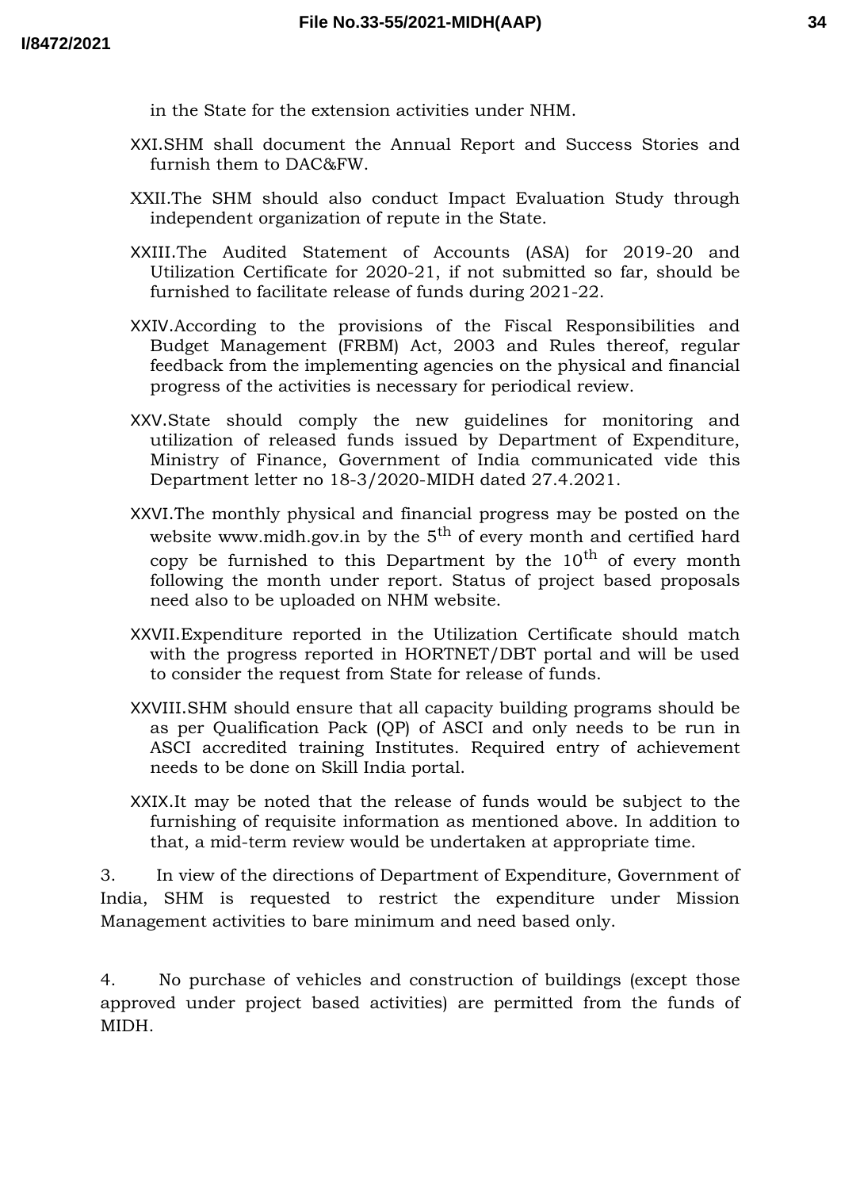in the State for the extension activities under NHM.

XXI. SHM shall document the Annual Report and Success Stories and furnish them to DAC&FW.

XXII. The SHM should also conduct Impact Evaluation Study through independent organization of repute in the State.

XXIII. The Audited Statement of Accounts (ASA) for 2019-20 and Utilization Certificate for 2020-21, if not submitted so far, should be furnished to facilitate release of funds during 2021-22.

XXIV. According to the provisions of the Fiscal Responsibilities and Budget Management (FRBM) Act, 2003 and Rules thereof, regular feedback from the implementing agencies on the physical and financial progress of the activities is necessary for periodical review.

XXV. State should comply the new guidelines for monitoring and utilization of released funds issued by Department of Expenditure, Ministry of Finance, Government of India communicated vide this Department letter no 18-3/2020-MIDH dated 27.4.2021.

XXVI. The monthly physical and financial progress may be posted on the website www.midh.gov.in by the 5th of every month and certified hard copy be furnished to this Department by the 10th of every month following the month under report. Status of project based proposals need also to be uploaded on NHM website.

XXVII. Expenditure reported in the Utilization Certificate should match with the progress reported in HORTNET/DBT portal and will be used to consider the request from State for release of funds.

XXVIII. SHM should ensure that all capacity building programs should be as per Qualification Pack (QP) of ASCI and only needs to be run in ASCI accredited training Institutes. Required entry of achievement needs to be done on Skill India portal.

XXIX. It may be noted that the release of funds would be subject to the furnishing of requisite information as mentioned above. In addition to that, a mid-term review would be undertaken at appropriate time.

3. In view of the directions of Department of Expenditure, Government of India, SHM is requested to restrict the expenditure under Mission Management activities to bare minimum and need based only.

4. No purchase of vehicles and construction of buildings (except those approved under project based activities) are permitted from the funds of MIDH.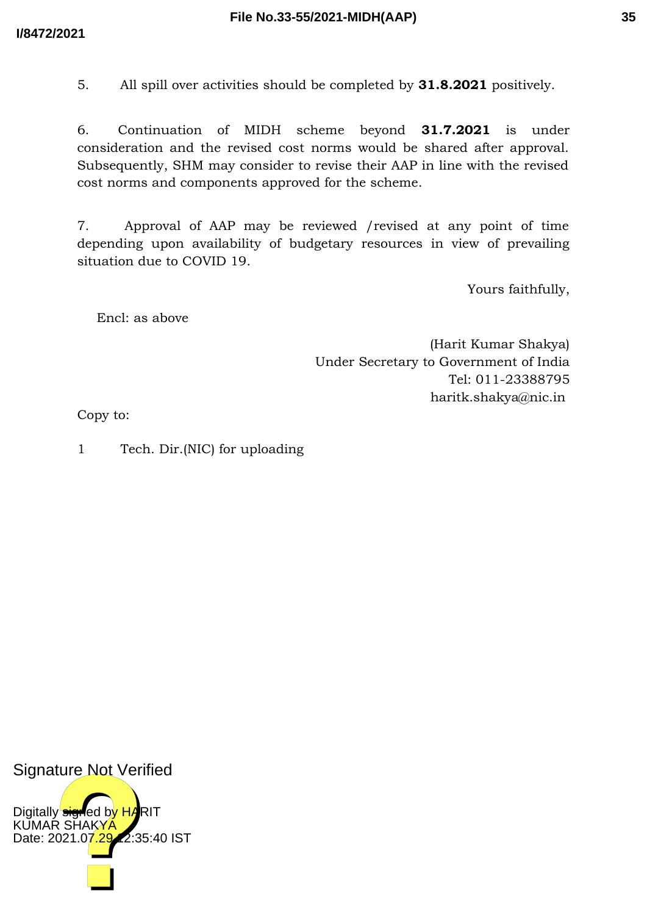5. All spill over activities should be completed by **31.8.2021** positively.

6. Continuation of MIDH scheme beyond **31.7.2021** is under consideration and the revised cost norms would be shared after approval. Subsequently, SHM may consider to revise their AAP in line with the revised cost norms and components approved for the scheme.

7. Approval of AAP may be reviewed /revised at any point of time depending upon availability of budgetary resources in view of prevailing situation due to COVID 19.

Yours faithfully,

Encl: as above

(Harit Kumar Shakya)
Under Secretary to Government of India
Tel: 011-23388795
haritk.shakya@nic.in

Copy to:

1 Tech. Dir.(NIC) for uploading

Signature Not Verified

Digitally signed by HARIT KUMAR SHAKYA
Date: 2021.07.29 12:35:40 IST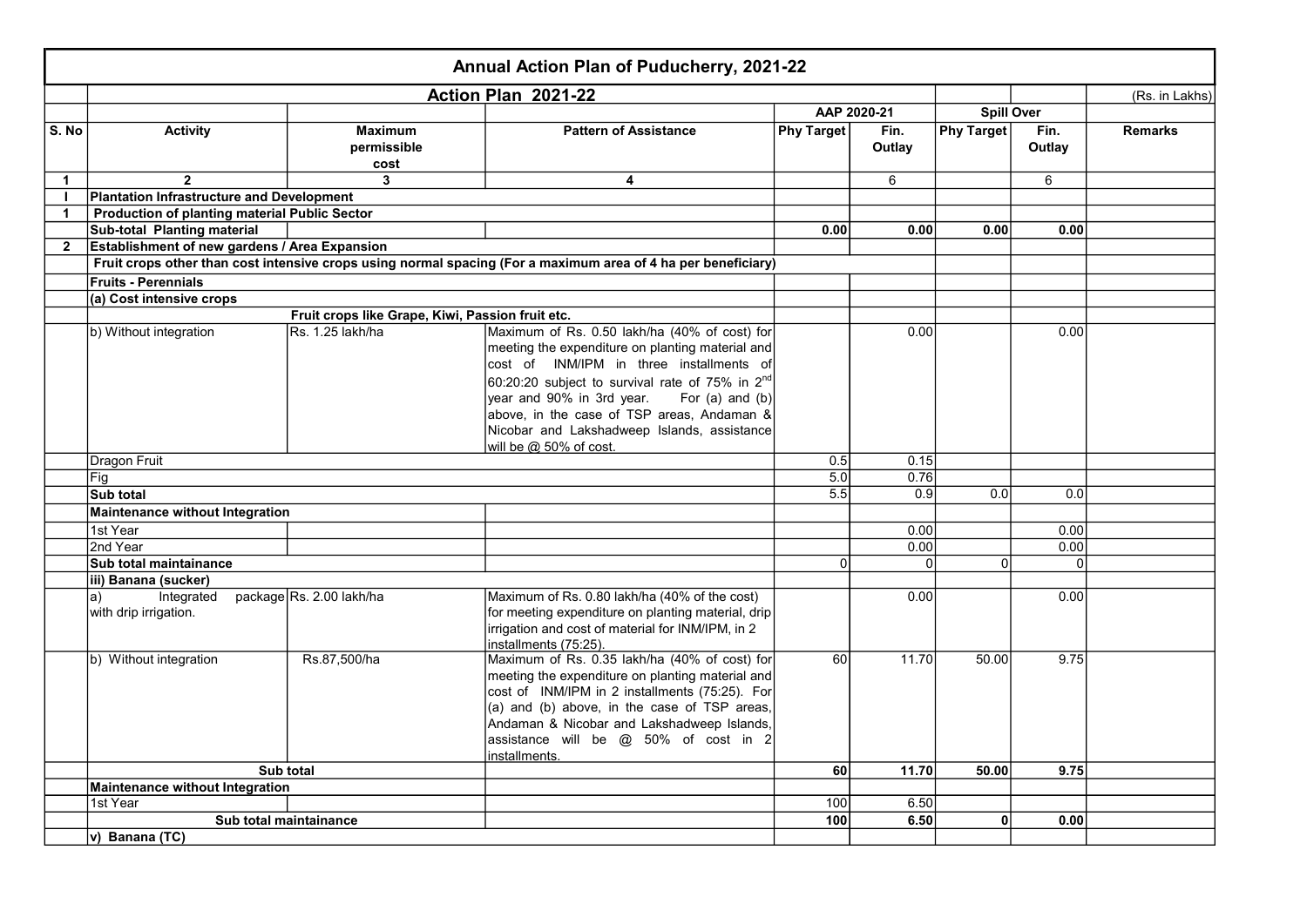# Annual Action Plan of Puduchery, 2021-22

| | Action Plan 2021-22 | | | | | | | (Rs. in Lakhs) |
|---|---|---|---|---|---|---|---|---|
| | | | | AAP 2020-21 | | Spill Over | | |
| S. No | Activity | Maximum permissible cost | Pattern of Assistance | Phy Target | Fin. Outlay | Phy Target | Fin. Outlay | Remarks |
| 1 | 2 | 3 | 4 | | 6 | | 6 | |
| I | Plantation Infrastructure and Development | | | | | | | |
| 1 | Production of planting material Public Sector | | | | | | | |
| | Sub-total Planting material | | | 0.00 | 0.00 | 0.00 | 0.00 | |
| 2 | Establishment of new gardens / Area Expansion | | | | | | | |
| | Fruit crops other than cost intensive crops using normal spacing (For a maximum area of 4 ha per beneficiary) | | | | | | | |
| | Fruits - Perennials | | | | | | | |
| | (a) Cost intensive crops | | | | | | | |
| | | Fruit crops like Grape, Kiwi, Passion fruit etc. | | | | | | |
| | b) Without integration | Rs. 1.25 lakh/ha | Maximum of Rs. 0.50 lakh/ha (40% of cost) for meeting the expenditure on planting material and cost of INM/IPM in three installments of 60:20:20 subject to survival rate of 75% in 2nd year and 90% in 3rd year. For (a) and (b) above, in the case of TSP areas, Andaman & Nicobar and Lakshadweep Islands, assistance will be @ 50% of cost. | | 0.00 | | 0.00 | |
| | Dragon Fruit | | | 0.5 | 0.15 | | | |
| | Fig | | | 5.0 | 0.76 | | | |
| | Sub total | | | 5.5 | 0.9 | 0.0 | 0.0 | |
| | Maintenance without Integration | | | | | | | |
| | 1st Year | | | | 0.00 | | 0.00 | |
| | 2nd Year | | | | 0.00 | | 0.00 | |
| | Sub total maintainance | | | 0 | 0 | 0 | 0 | |
| | iii) Banana (sucker) | | | | | | | |
| | a) Integrated package with drip irrigation. | Rs. 2.00 lakh/ha | Maximum of Rs. 0.80 lakh/ha (40% of the cost) for meeting expenditure on planting material, drip irrigation and cost of material for INM/IPM, in 2 installments (75:25). | | 0.00 | | 0.00 | |
| | b) Without integration | Rs.87,500/ha | Maximum of Rs. 0.35 lakh/ha (40% of cost) for meeting the expenditure on planting material and cost of INM/IPM in 2 installments (75:25). For (a) and (b) above, in the case of TSP areas, Andaman & Nicobar and Lakshadweep Islands, assistance will be @ 50% of cost in 2 installments. | 60 | 11.70 | 50.00 | 9.75 | |
| | Sub total | | | 60 | 11.70 | 50.00 | 9.75 | |
| | Maintenance without Integration | | | | | | | |
| | 1st Year | | | 100 | 6.50 | | | |
| | Sub total maintainance | | | 100 | 6.50 | 0 | 0.00 | |
| | v) Banana (TC) | | | | | | | |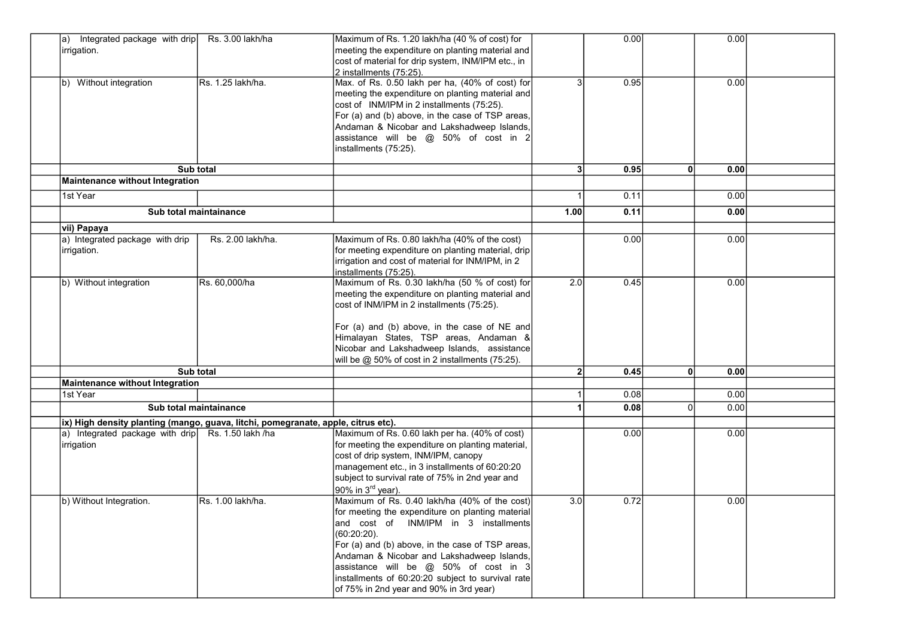| | | | | | | | |
|---|---|---|---|---|---|---|---|
| a) Integrated package with drip irrigation. | Rs. 3.00 lakh/ha | Maximum of Rs. 1.20 lakh/ha (40 % of cost) for meeting the expenditure on planting material and cost of material for drip system, INM/IPM etc., in 2 installments (75:25). | | 0.00 | | 0.00 | |
| b) Without integration | Rs. 1.25 lakh/ha. | Max. of Rs. 0.50 lakh per ha, (40% of cost) for meeting the expenditure on planting material and cost of INM/IPM in 2 installments (75:25). For (a) and (b) above, in the case of TSP areas, Andaman & Nicobar and Lakshadweep Islands, assistance will be @ 50% of cost in 2 installments (75:25). | 3 | 0.95 | | 0.00 | |
| **Sub total** | | | **3** | **0.95** | **0** | **0.00** | |
| **Maintenance without Integration** | | | | | | | |
| 1st Year | | | 1 | 0.11 | | 0.00 | |
| **Sub total maintainance** | | | **1.00** | **0.11** | | **0.00** | |
| **vii) Papaya** | | | | | | | |
| a) Integrated package with drip irrigation. | Rs. 2.00 lakh/ha. | Maximum of Rs. 0.80 lakh/ha (40% of the cost) for meeting expenditure on planting material, drip irrigation and cost of material for INM/IPM, in 2 installments (75:25). | | 0.00 | | 0.00 | |
| b) Without integration | Rs. 60,000/ha | Maximum of Rs. 0.30 lakh/ha (50 % of cost) for meeting the expenditure on planting material and cost of INM/IPM in 2 installments (75:25). For (a) and (b) above, in the case of NE and Himalayan States, TSP areas, Andaman & Nicobar and Lakshadweep Islands, assistance will be @ 50% of cost in 2 installments (75:25). | 2.0 | 0.45 | | 0.00 | |
| **Sub total** | | | **2** | **0.45** | **0** | **0.00** | |
| **Maintenance without Integration** | | | | | | | |
| 1st Year | | | 1 | 0.08 | | 0.00 | |
| **Sub total maintainance** | | | **1** | **0.08** | 0 | 0.00 | |
| **ix) High density planting (mango, guava, litchi, pomegranate, apple, citrus etc).** | | | | | | | |
| a) Integrated package with drip irrigation | Rs. 1.50 lakh /ha | Maximum of Rs. 0.60 lakh per ha. (40% of cost) for meeting the expenditure on planting material, cost of drip system, INM/IPM, canopy management etc., in 3 installments of 60:20:20 subject to survival rate of 75% in 2nd year and 90% in 3rd year). | | 0.00 | | 0.00 | |
| b) Without Integration. | Rs. 1.00 lakh/ha. | Maximum of Rs. 0.40 lakh/ha (40% of the cost) for meeting the expenditure on planting material and cost of INM/IPM in 3 installments (60:20:20). For (a) and (b) above, in the case of TSP areas, Andaman & Nicobar and Lakshadweep Islands, assistance will be @ 50% of cost in 3 installments of 60:20:20 subject to survival rate of 75% in 2nd year and 90% in 3rd year) | 3.0 | 0.72 | | 0.00 | |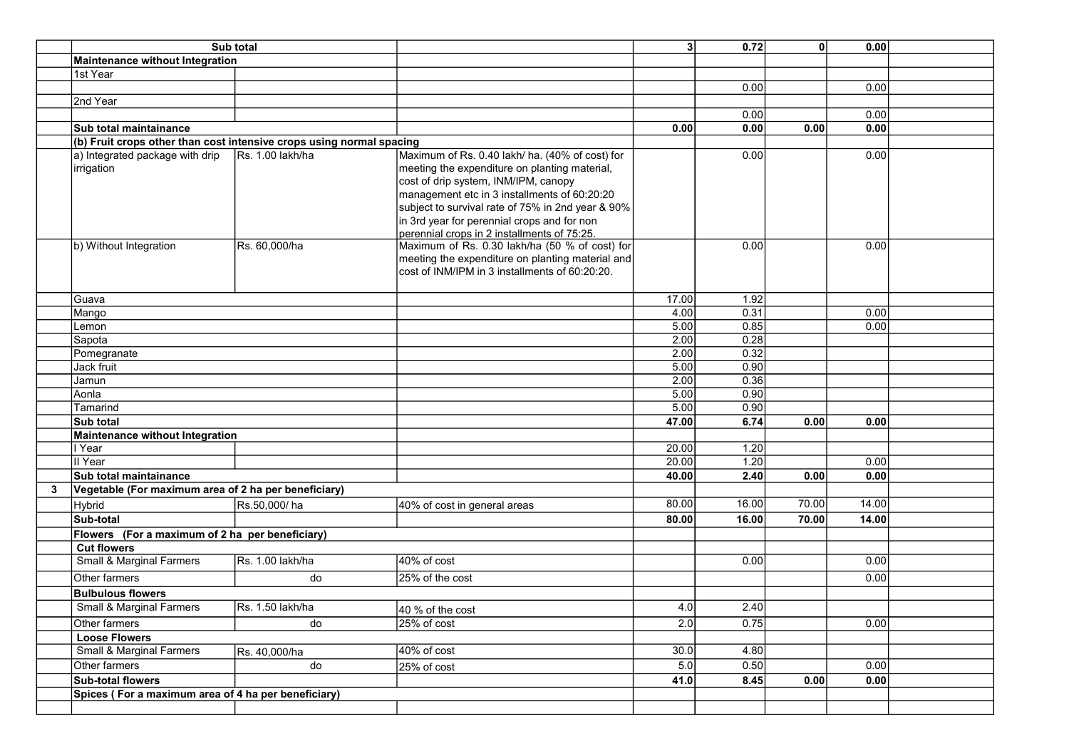| | | | | | | | | |
|---|---|---|---|---|---|---|---|---|
| | **Sub total** | | | **3** | **0.72** | **0** | **0.00** | |
| | **Maintenance without Integration** | | | | | | | |
| | 1st Year | | | | | | | |
| | | | | | 0.00 | | 0.00 | |
| | 2nd Year | | | | | | | |
| | | | | | 0.00 | | 0.00 | |
| | **Sub total maintainance** | | | **0.00** | **0.00** | **0.00** | **0.00** | |
| | **(b) Fruit crops other than cost intensive crops using normal spacing** | | | | | | | |
| | a) Integrated package with drip irrigation | Rs. 1.00 lakh/ha | Maximum of Rs. 0.40 lakh/ ha. (40% of cost) for meeting the expenditure on planting material, cost of drip system, INM/IPM, canopy management etc in 3 installments of 60:20:20 subject to survival rate of 75% in 2nd year & 90% in 3rd year for perennial crops and for non perennial crops in 2 installments of 75:25. | | 0.00 | | 0.00 | |
| | b) Without Integration | Rs. 60,000/ha | Maximum of Rs. 0.30 lakh/ha (50 % of cost) for meeting the expenditure on planting material and cost of INM/IPM in 3 installments of 60:20:20. | | 0.00 | | 0.00 | |
| | Guava | | | 17.00 | 1.92 | | | |
| | Mango | | | 4.00 | 0.31 | | 0.00 | |
| | Lemon | | | 5.00 | 0.85 | | 0.00 | |
| | Sapota | | | 2.00 | 0.28 | | | |
| | Pomegranate | | | 2.00 | 0.32 | | | |
| | Jack fruit | | | 5.00 | 0.90 | | | |
| | Jamun | | | 2.00 | 0.36 | | | |
| | Aonla | | | 5.00 | 0.90 | | | |
| | Tamarind | | | 5.00 | 0.90 | | | |
| | **Sub total** | | | **47.00** | **6.74** | **0.00** | **0.00** | |
| | **Maintenance without Integration** | | | | | | | |
| | I Year | | | 20.00 | 1.20 | | | |
| | II Year | | | 20.00 | 1.20 | | 0.00 | |
| | **Sub total maintainance** | | | **40.00** | **2.40** | **0.00** | **0.00** | |
| **3** | **Vegetable (For maximum area of 2 ha per beneficiary)** | | | | | | | |
| | Hybrid | Rs.50,000/ ha | 40% of cost in general areas | 80.00 | 16.00 | 70.00 | 14.00 | |
| | **Sub-total** | | | **80.00** | **16.00** | **70.00** | **14.00** | |
| | **Flowers (For a maximum of 2 ha per beneficiary)** | | | | | | | |
| | **Cut flowers** | | | | | | | |
| | Small & Marginal Farmers | Rs. 1.00 lakh/ha | 40% of cost | | 0.00 | | 0.00 | |
| | Other farmers | do | 25% of the cost | | | | 0.00 | |
| | **Bulbulous flowers** | | | | | | | |
| | Small & Marginal Farmers | Rs. 1.50 lakh/ha | 40 % of the cost | 4.0 | 2.40 | | | |
| | Other farmers | do | 25% of cost | 2.0 | 0.75 | | 0.00 | |
| | **Loose Flowers** | | | | | | | |
| | Small & Marginal Farmers | Rs. 40,000/ha | 40% of cost | 30.0 | 4.80 | | | |
| | Other farmers | do | 25% of cost | 5.0 | 0.50 | | 0.00 | |
| | **Sub-total flowers** | | | **41.0** | **8.45** | **0.00** | **0.00** | |
| | **Spices ( For a maximum area of 4 ha per beneficiary)** | | | | | | | |
| | | | | | | | | |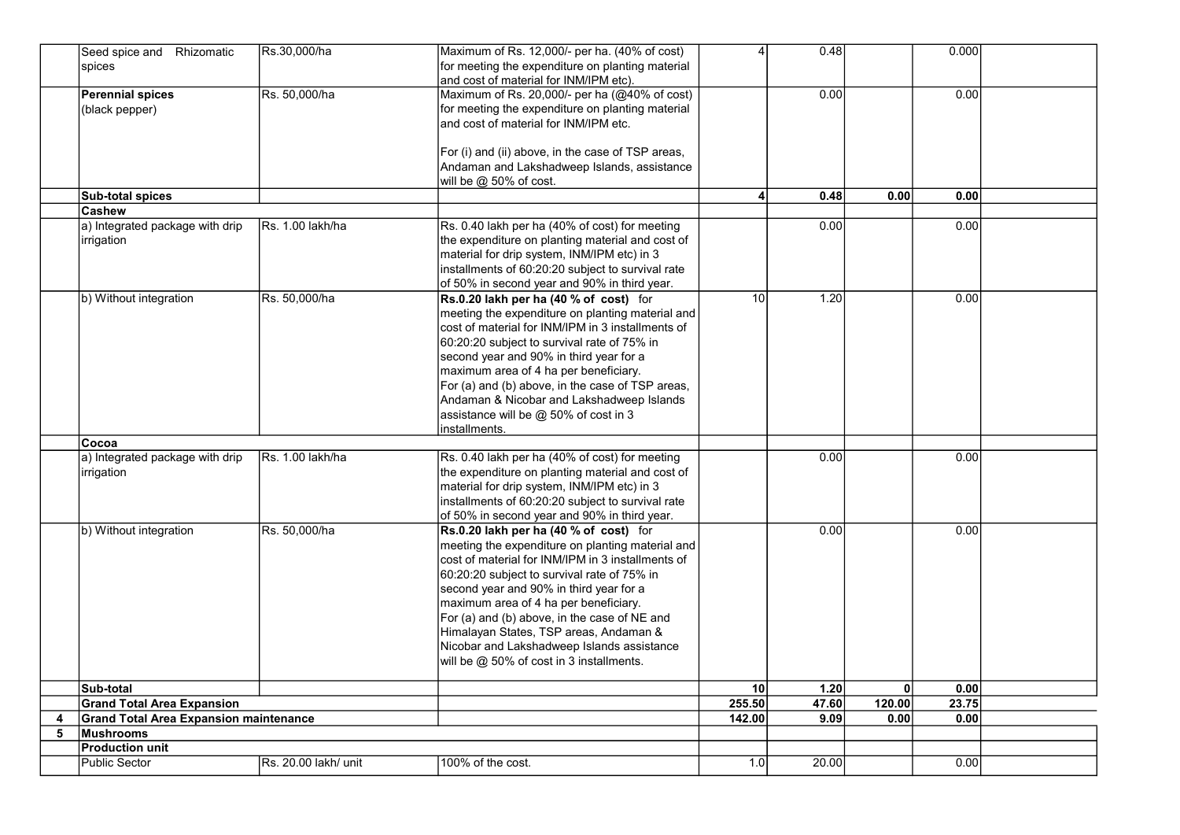| | | | | | | | | |
|---|---|---|---|---|---|---|---|---|
| | Seed spice and Rhizomatic spices | Rs.30,000/ha | Maximum of Rs. 12,000/- per ha. (40% of cost) for meeting the expenditure on planting material and cost of material for INM/IPM etc). | 4 | 0.48 | | 0.000 | |
| | **Perennial spices** (black pepper) | Rs. 50,000/ha | Maximum of Rs. 20,000/- per ha (@40% of cost) for meeting the expenditure on planting material and cost of material for INM/IPM etc.<br><br>For (i) and (ii) above, in the case of TSP areas, Andaman and Lakshadweep Islands, assistance will be @ 50% of cost. | | 0.00 | | 0.00 | |
| | **Sub-total spices** | | | **4** | **0.48** | **0.00** | **0.00** | |
| | **Cashew** | | | | | | | |
| | a) Integrated package with drip irrigation | Rs. 1.00 lakh/ha | Rs. 0.40 lakh per ha (40% of cost) for meeting the expenditure on planting material and cost of material for drip system, INM/IPM etc) in 3 installments of 60:20:20 subject to survival rate of 50% in second year and 90% in third year. | | 0.00 | | 0.00 | |
| | b) Without integration | Rs. 50,000/ha | **Rs.0.20 lakh per ha (40 % of cost)** for meeting the expenditure on planting material and cost of material for INM/IPM in 3 installments of 60:20:20 subject to survival rate of 75% in second year and 90% in third year for a maximum area of 4 ha per beneficiary.<br>For (a) and (b) above, in the case of TSP areas, Andaman & Nicobar and Lakshadweep Islands assistance will be @ 50% of cost in 3 installments. | 10 | 1.20 | | 0.00 | |
| | **Cocoa** | | | | | | | |
| | a) Integrated package with drip irrigation | Rs. 1.00 lakh/ha | Rs. 0.40 lakh per ha (40% of cost) for meeting the expenditure on planting material and cost of material for drip system, INM/IPM etc) in 3 installments of 60:20:20 subject to survival rate of 50% in second year and 90% in third year. | | 0.00 | | 0.00 | |
| | b) Without integration | Rs. 50,000/ha | **Rs.0.20 lakh per ha (40 % of cost)** for meeting the expenditure on planting material and cost of material for INM/IPM in 3 installments of 60:20:20 subject to survival rate of 75% in second year and 90% in third year for a maximum area of 4 ha per beneficiary.<br>For (a) and (b) above, in the case of NE and Himalayan States, TSP areas, Andaman & Nicobar and Lakshadweep Islands assistance will be @ 50% of cost in 3 installments. | | 0.00 | | 0.00 | |
| | **Sub-total** | | | **10** | **1.20** | **0** | **0.00** | |
| | **Grand Total Area Expansion** | | | **255.50** | **47.60** | **120.00** | **23.75** | |
| **4** | **Grand Total Area Expansion maintenance** | | | **142.00** | **9.09** | **0.00** | **0.00** | |
| **5** | **Mushrooms** | | | | | | | |
| | **Production unit** | | | | | | | |
| | Public Sector | Rs. 20.00 lakh/ unit | 100% of the cost. | 1.0 | 20.00 | | 0.00 | |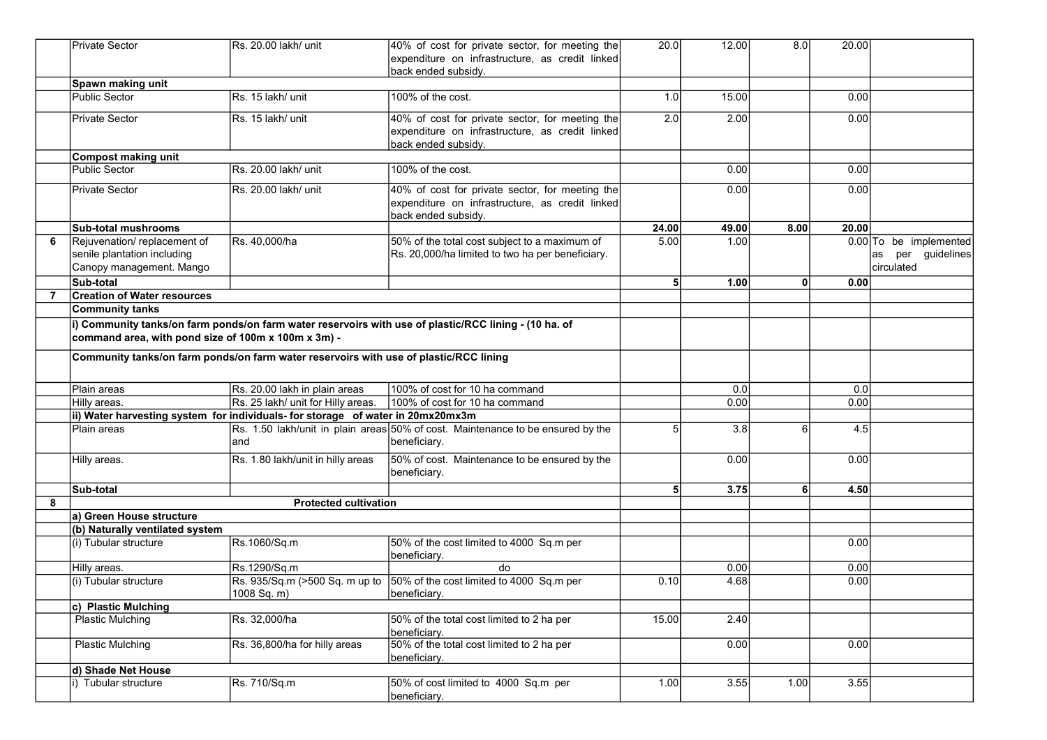| | | | | | | | | |
|---|---|---|---|---|---|---|---|---|
| | Private Sector | Rs. 20.00 lakh/ unit | 40% of cost for private sector, for meeting the expenditure on infrastructure, as credit linked back ended subsidy. | 20.0 | 12.00 | 8.0 | 20.00 | |
| | **Spawn making unit** | | | | | | | |
| | Public Sector | Rs. 15 lakh/ unit | 100% of the cost. | 1.0 | 15.00 | | 0.00 | |
| | Private Sector | Rs. 15 lakh/ unit | 40% of cost for private sector, for meeting the expenditure on infrastructure, as credit linked back ended subsidy. | 2.0 | 2.00 | | 0.00 | |
| | **Compost making unit** | | | | | | | |
| | Public Sector | Rs. 20.00 lakh/ unit | 100% of the cost. | | 0.00 | | 0.00 | |
| | Private Sector | Rs. 20.00 lakh/ unit | 40% of cost for private sector, for meeting the expenditure on infrastructure, as credit linked back ended subsidy. | | 0.00 | | 0.00 | |
| | **Sub-total mushrooms** | | | **24.00** | **49.00** | **8.00** | **20.00** | |
| **6** | Rejuvenation/ replacement of senile plantation including Canopy management. Mango | Rs. 40,000/ha | 50% of the total cost subject to a maximum of Rs. 20,000/ha limited to two ha per beneficiary. | 5.00 | 1.00 | | 0.00 | To be implemented as per guidelines circulated |
| | **Sub-total** | | | **5** | **1.00** | **0** | **0.00** | |
| **7** | **Creation of Water resources** | | | | | | | |
| | **Community tanks** | | | | | | | |
| | **i) Community tanks/on farm ponds/on farm water reservoirs with use of plastic/RCC lining - (10 ha. of command area, with pond size of 100m x 100m x 3m) -** | | | | | | | |
| | **Community tanks/on farm ponds/on farm water reservoirs with use of plastic/RCC lining** | | | | | | | |
| | Plain areas | Rs. 20.00 lakh in plain areas | 100% of cost for 10 ha command | | 0.0 | | 0.0 | |
| | Hilly areas. | Rs. 25 lakh/ unit for Hilly areas. | 100% of cost for 10 ha command | | 0.00 | | 0.00 | |
| | **ii) Water harvesting system for individuals- for storage of water in 20mx20mx3m** | | | | | | | |
| | Plain areas | Rs. 1.50 lakh/unit in plain areas and | 50% of cost. Maintenance to be ensured by the beneficiary. | 5 | 3.8 | 6 | 4.5 | |
| | Hilly areas. | Rs. 1.80 lakh/unit in hilly areas | 50% of cost. Maintenance to be ensured by the beneficiary. | | 0.00 | | 0.00 | |
| | **Sub-total** | | | **5** | **3.75** | **6** | **4.50** | |
| **8** | | **Protected cultivation** | | | | | | |
| | **a) Green House structure** | | | | | | | |
| | **(b) Naturally ventilated system** | | | | | | | |
| | (i) Tubular structure | Rs.1060/Sq.m | 50% of the cost limited to 4000 Sq.m per beneficiary. | | | | 0.00 | |
| | Hilly areas. | Rs.1290/Sq.m | do | | 0.00 | | 0.00 | |
| | (i) Tubular structure | Rs. 935/Sq.m (>500 Sq. m up to 1008 Sq. m) | 50% of the cost limited to 4000 Sq.m per beneficiary. | 0.10 | 4.68 | | 0.00 | |
| | **c) Plastic Mulching** | | | | | | | |
| | Plastic Mulching | Rs. 32,000/ha | 50% of the total cost limited to 2 ha per beneficiary. | 15.00 | 2.40 | | | |
| | Plastic Mulching | Rs. 36,800/ha for hilly areas | 50% of the total cost limited to 2 ha per beneficiary. | | 0.00 | | 0.00 | |
| | **d) Shade Net House** | | | | | | | |
| | i) Tubular structure | Rs. 710/Sq.m | 50% of cost limited to 4000 Sq.m per beneficiary. | 1.00 | 3.55 | 1.00 | 3.55 | |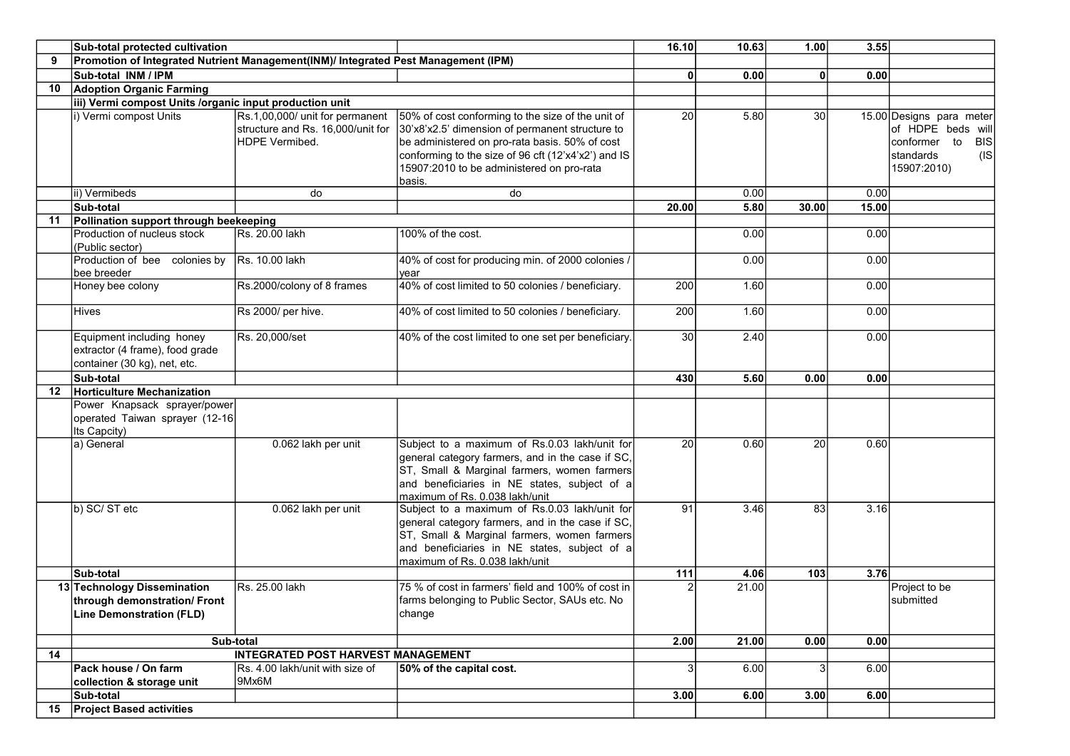| | | | | | | | | |
|---|---|---|---|---|---|---|---|---|
| | **Sub-total protected cultivation** | | | **16.10** | **10.63** | **1.00** | **3.55** | |
| **9** | **Promotion of Integrated Nutrient Management(INM)/ Integrated Pest Management (IPM)** | | | | | | | |
| | **Sub-total INM / IPM** | | | **0** | **0.00** | **0** | **0.00** | |
| **10** | **Adoption Organic Farming** | | | | | | | |
| | **iii) Vermi compost Units /organic input production unit** | | | | | | | |
| | i) Vermi compost Units | Rs.1,00,000/ unit for permanent structure and Rs. 16,000/unit for HDPE Vermibed. | 50% of cost conforming to the size of the unit of 30'x8'x2.5' dimension of permanent structure to be administered on pro-rata basis. 50% of cost conforming to the size of 96 cft (12'x4'x2') and IS 15907:2010 to be administered on pro-rata basis. | 20 | 5.80 | 30 | 15.00 | Designs para meter of HDPE beds will conformer to BIS standards (IS 15907:2010) |
| | ii) Vermibeds | do | do | | 0.00 | | 0.00 | |
| | **Sub-total** | | | **20.00** | **5.80** | **30.00** | **15.00** | |
| **11** | **Pollination support through beekeeping** | | | | | | | |
| | Production of nucleus stock (Public sector) | Rs. 20.00 lakh | 100% of the cost. | | 0.00 | | 0.00 | |
| | Production of bee colonies by bee breeder | Rs. 10.00 lakh | 40% of cost for producing min. of 2000 colonies / year | | 0.00 | | 0.00 | |
| | Honey bee colony | Rs.2000/colony of 8 frames | 40% of cost limited to 50 colonies / beneficiary. | 200 | 1.60 | | 0.00 | |
| | Hives | Rs 2000/ per hive. | 40% of cost limited to 50 colonies / beneficiary. | 200 | 1.60 | | 0.00 | |
| | Equipment including honey extractor (4 frame), food grade container (30 kg), net, etc. | Rs. 20,000/set | 40% of the cost limited to one set per beneficiary. | 30 | 2.40 | | 0.00 | |
| | **Sub-total** | | | **430** | **5.60** | **0.00** | **0.00** | |
| **12** | **Horticulture Mechanization** | | | | | | | |
| | Power Knapsack sprayer/power operated Taiwan sprayer (12-16 lts Capcity) | | | | | | | |
| | a) General | 0.062 lakh per unit | Subject to a maximum of Rs.0.03 lakh/unit for general category farmers, and in the case if SC, ST, Small & Marginal farmers, women farmers and beneficiaries in NE states, subject of a maximum of Rs. 0.038 lakh/unit | 20 | 0.60 | 20 | 0.60 | |
| | b) SC/ ST etc | 0.062 lakh per unit | Subject to a maximum of Rs.0.03 lakh/unit for general category farmers, and in the case if SC, ST, Small & Marginal farmers, women farmers and beneficiaries in NE states, subject of a maximum of Rs. 0.038 lakh/unit | 91 | 3.46 | 83 | 3.16 | |
| | **Sub-total** | | | **111** | **4.06** | **103** | **3.76** | |
| **13** | **Technology Dissemination through demonstration/ Front Line Demonstration (FLD)** | Rs. 25.00 lakh | 75 % of cost in farmers' field and 100% of cost in farms belonging to Public Sector, SAUs etc. No change | 2 | 21.00 | | | Project to be submitted |
| | **Sub-total** | | | **2.00** | **21.00** | **0.00** | **0.00** | |
| **14** | **INTEGRATED POST HARVEST MANAGEMENT** | | | | | | | |
| | **Pack house / On farm collection & storage unit** | Rs. 4.00 lakh/unit with size of 9Mx6M | **50% of the capital cost.** | 3 | 6.00 | 3 | 6.00 | |
| | **Sub-total** | | | **3.00** | **6.00** | **3.00** | **6.00** | |
| **15** | **Project Based activities** | | | | | | | |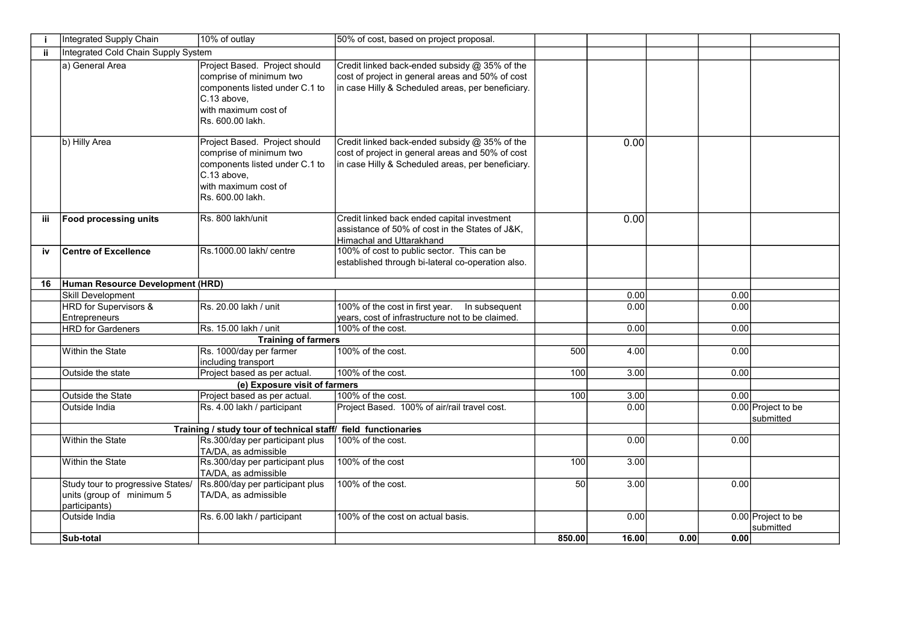| i | Integrated Supply Chain | 10% of outlay | 50% of cost, based on project proposal. | | | | | |
|---|---|---|---|---|---|---|---|---|
| ii | Integrated Cold Chain Supply System | | | | | | | |
| | a) General Area | Project Based. Project should comprise of minimum two components listed under C.1 to C.13 above, with maximum cost of Rs. 600.00 lakh. | Credit linked back-ended subsidy @ 35% of the cost of project in general areas and 50% of cost in case Hilly & Scheduled areas, per beneficiary. | | | | | |
| | b) Hilly Area | Project Based. Project should comprise of minimum two components listed under C.1 to C.13 above, with maximum cost of Rs. 600.00 lakh. | Credit linked back-ended subsidy @ 35% of the cost of project in general areas and 50% of cost in case Hilly & Scheduled areas, per beneficiary. | | 0.00 | | | |
| iii | **Food processing units** | Rs. 800 lakh/unit | Credit linked back ended capital investment assistance of 50% of cost in the States of J&K, Himachal and Uttarakhand | | 0.00 | | | |
| iv | **Centre of Excellence** | Rs.1000.00 lakh/ centre | 100% of cost to public sector. This can be established through bi-lateral co-operation also. | | | | | |
| **16** | **Human Resource Development (HRD)** | | | | | | | |
| | Skill Development | | | | 0.00 | | 0.00 | |
| | HRD for Supervisors & Entrepreneurs | Rs. 20.00 lakh / unit | 100% of the cost in first year. In subsequent years, cost of infrastructure not to be claimed. | | 0.00 | | 0.00 | |
| | HRD for Gardeners | Rs. 15.00 lakh / unit | 100% of the cost. | | 0.00 | | 0.00 | |
| | **Training of farmers** | | | | | | | |
| | Within the State | Rs. 1000/day per farmer including transport | 100% of the cost. | 500 | 4.00 | | 0.00 | |
| | Outside the state | Project based as per actual. | 100% of the cost. | 100 | 3.00 | | 0.00 | |
| | **(e) Exposure visit of farmers** | | | | | | | |
| | Outside the State | Project based as per actual. | 100% of the cost. | 100 | 3.00 | | 0.00 | |
| | Outside India | Rs. 4.00 lakh / participant | Project Based. 100% of air/rail travel cost. | | 0.00 | | 0.00 | Project to be submitted |
| | **Training / study tour of technical staff/ field functionaries** | | | | | | | |
| | Within the State | Rs.300/day per participant plus TA/DA, as admissible | 100% of the cost. | | 0.00 | | 0.00 | |
| | Within the State | Rs.300/day per participant plus TA/DA, as admissible | 100% of the cost | 100 | 3.00 | | | |
| | Study tour to progressive States/ units (group of minimum 5 participants) | Rs.800/day per participant plus TA/DA, as admissible | 100% of the cost. | 50 | 3.00 | | 0.00 | |
| | Outside India | Rs. 6.00 lakh / participant | 100% of the cost on actual basis. | | 0.00 | | 0.00 | Project to be submitted |
| | **Sub-total** | | | **850.00** | **16.00** | **0.00** | **0.00** | |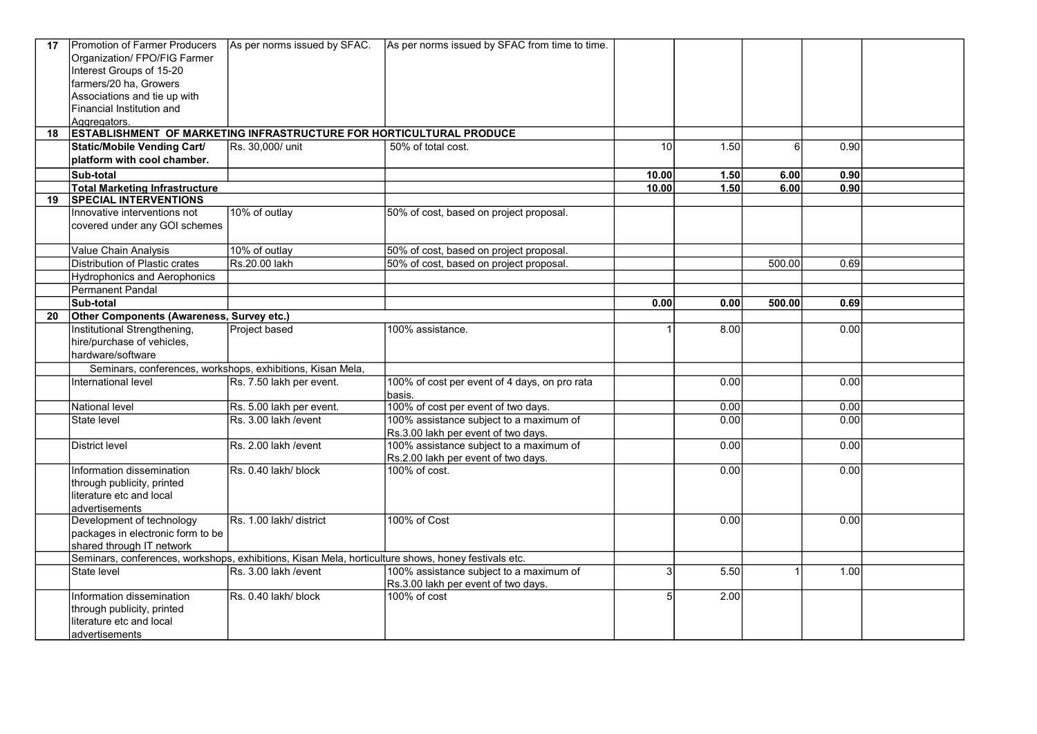| | | | | | | | | |
|---|---|---|---|---|---|---|---|---|
| 17 | Promotion of Farmer Producers Organization/ FPO/FIG Farmer Interest Groups of 15-20 farmers/20 ha, Growers Associations and tie up with Financial Institution and Aggregators. | As per norms issued by SFAC. | As per norms issued by SFAC from time to time. | | | | | |
| 18 | **ESTABLISHMENT OF MARKETING INFRASTRUCTURE FOR HORTICULTURAL PRODUCE** | | | | | | | |
| | **Static/Mobile Vending Cart/ platform with cool chamber.** | Rs. 30,000/ unit | 50% of total cost. | 10 | 1.50 | 6 | 0.90 | |
| | **Sub-total** | | | **10.00** | **1.50** | **6.00** | **0.90** | |
| | **Total Marketing Infrastructure** | | | **10.00** | **1.50** | **6.00** | **0.90** | |
| 19 | **SPECIAL INTERVENTIONS** | | | | | | | |
| | Innovative interventions not covered under any GOI schemes | 10% of outlay | 50% of cost, based on project proposal. | | | | | |
| | Value Chain Analysis | 10% of outlay | 50% of cost, based on project proposal. | | | | | |
| | Distribution of Plastic crates | Rs.20.00 lakh | 50% of cost, based on project proposal. | | | 500.00 | 0.69 | |
| | Hydrophonics and Aerophonics | | | | | | | |
| | Permanent Pandal | | | | | | | |
| | **Sub-total** | | | **0.00** | **0.00** | **500.00** | **0.69** | |
| 20 | **Other Components (Awareness, Survey etc.)** | | | | | | | |
| | Institutional Strengthening, hire/purchase of vehicles, hardware/software | Project based | 100% assistance. | 1 | 8.00 | | 0.00 | |
| | Seminars, conferences, workshops, exhibitions, Kisan Mela, | | | | | | | |
| | International level | Rs. 7.50 lakh per event. | 100% of cost per event of 4 days, on pro rata basis. | | 0.00 | | 0.00 | |
| | National level | Rs. 5.00 lakh per event. | 100% of cost per event of two days. | | 0.00 | | 0.00 | |
| | State level | Rs. 3.00 lakh /event | 100% assistance subject to a maximum of Rs.3.00 lakh per event of two days. | | 0.00 | | 0.00 | |
| | District level | Rs. 2.00 lakh /event | 100% assistance subject to a maximum of Rs.2.00 lakh per event of two days. | | 0.00 | | 0.00 | |
| | Information dissemination through publicity, printed literature etc and local advertisements | Rs. 0.40 lakh/ block | 100% of cost. | | 0.00 | | 0.00 | |
| | Development of technology packages in electronic form to be shared through IT network | Rs. 1.00 lakh/ district | 100% of Cost | | 0.00 | | 0.00 | |
| | Seminars, conferences, workshops, exhibitions, Kisan Mela, horticulture shows, honey festivals etc. | | | | | | | |
| | State level | Rs. 3.00 lakh /event | 100% assistance subject to a maximum of Rs.3.00 lakh per event of two days. | 3 | 5.50 | 1 | 1.00 | |
| | Information dissemination through publicity, printed literature etc and local advertisements | Rs. 0.40 lakh/ block | 100% of cost | 5 | 2.00 | | | |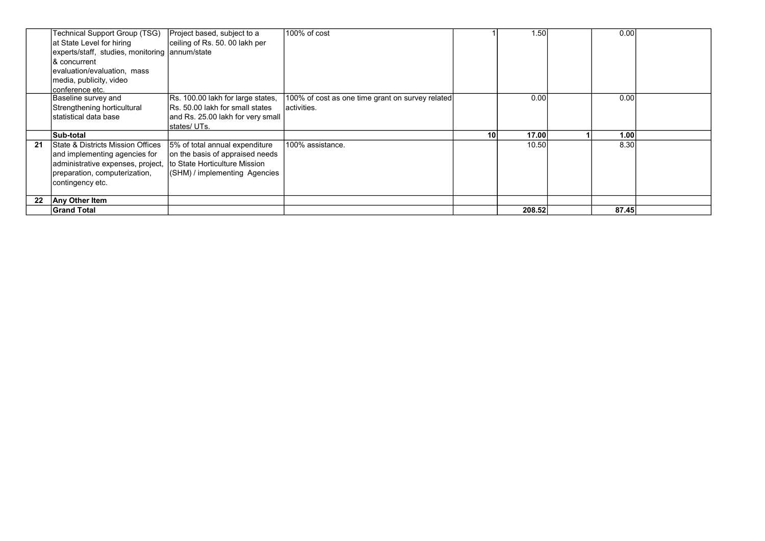| | | | | | | | | |
|---|---|---|---|---|---|---|---|---|
| | Technical Support Group (TSG) at State Level for hiring experts/staff, studies, monitoring & concurrent evaluation/evaluation, mass media, publicity, video conference etc. | Project based, subject to a ceiling of Rs. 50. 00 lakh per annum/state | 100% of cost | 1 | 1.50 | | 0.00 | |
| | Baseline survey and Strengthening horticultural statistical data base | Rs. 100.00 lakh for large states, Rs. 50.00 lakh for small states and Rs. 25.00 lakh for very small states/ UTs. | 100% of cost as one time grant on survey related activities. | | 0.00 | | 0.00 | |
| | **Sub-total** | | | **10** | **17.00** | **1** | **1.00** | |
| **21** | State & Districts Mission Offices and implementing agencies for administrative expenses, project, preparation, computerization, contingency etc. | 5% of total annual expenditure on the basis of appraised needs to State Horticulture Mission (SHM) / implementing Agencies | 100% assistance. | | 10.50 | | 8.30 | |
| **22** | **Any Other Item** | | | | | | | |
| | **Grand Total** | | | | **208.52** | | **87.45** | |